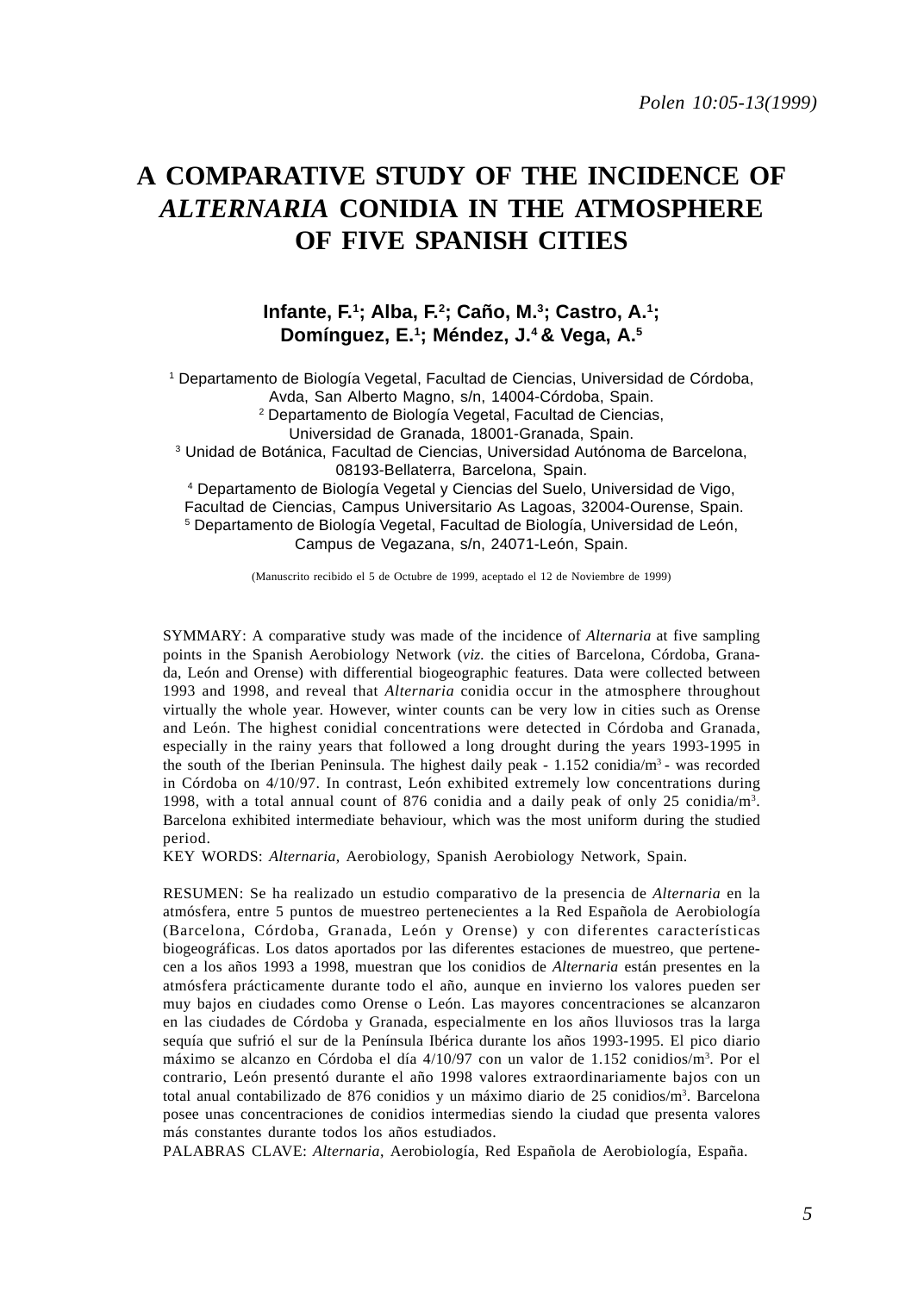# A COMPARATIVE STUDY OF THE INCIDENCE OF *ALTERNARIA* CONIDIA IN THE ATMOSPHERE OF FIVE SPANISH CITIES

**Infante, F.[1]; Alba, F.[2]; Caño, M.[3]; Castro, A.[1]; Domínguez, E.[1]; Méndez, J.[4] & Vega, A.[5]**

[1] Departamento de Biología Vegetal, Facultad de Ciencias, Universidad de Córdoba, Avda, San Alberto Magno, s/n, 14004-Córdoba, Spain.
[2] Departamento de Biología Vegetal, Facultad de Ciencias, Universidad de Granada, 18001-Granada, Spain.
[3] Unidad de Botánica, Facultad de Ciencias, Universidad Autónoma de Barcelona, 08193-Bellaterra, Barcelona, Spain.
[4] Departamento de Biología Vegetal y Ciencias del Suelo, Universidad de Vigo, Facultad de Ciencias, Campus Universitario As Lagoas, 32004-Ourense, Spain.
[5] Departamento de Biología Vegetal, Facultad de Biología, Universidad de León, Campus de Vegazana, s/n, 24071-León, Spain.

(Manuscrito recibido el 5 de Octubre de 1999, aceptado el 12 de Noviembre de 1999)

SYMMARY: A comparative study was made of the incidence of *Alternaria* at five sampling points in the Spanish Aerobiology Network (*viz.* the cities of Barcelona, Córdoba, Granada, León and Orense) with differential biogeographic features. Data were collected between 1993 and 1998, and reveal that *Alternaria* conidia occur in the atmosphere throughout virtually the whole year. However, winter counts can be very low in cities such as Orense and León. The highest conidial concentrations were detected in Córdoba and Granada, especially in the rainy years that followed a long drought during the years 1993-1995 in the south of the Iberian Peninsula. The highest daily peak - 1.152 conidia/m$^3$ - was recorded in Córdoba on 4/10/97. In contrast, León exhibited extremely low concentrations during 1998, with a total annual count of 876 conidia and a daily peak of only 25 conidia/m$^3$. Barcelona exhibited intermediate behaviour, which was the most uniform during the studied period.

KEY WORDS: *Alternaria*, Aerobiology, Spanish Aerobiology Network, Spain.

RESUMEN: Se ha realizado un estudio comparativo de la presencia de *Alternaria* en la atmósfera, entre 5 puntos de muestreo pertenecientes a la Red Española de Aerobiología (Barcelona, Córdoba, Granada, León y Orense) y con diferentes características biogeográficas. Los datos aportados por las diferentes estaciones de muestreo, que pertenecen a los años 1993 a 1998, muestran que los conidios de *Alternaria* están presentes en la atmósfera prácticamente durante todo el año, aunque en invierno los valores pueden ser muy bajos en ciudades como Orense o León. Las mayores concentraciones se alcanzaron en las ciudades de Córdoba y Granada, especialmente en los años lluviosos tras la larga sequía que sufrió el sur de la Península Ibérica durante los años 1993-1995. El pico diario máximo se alcanzo en Córdoba el día 4/10/97 con un valor de 1.152 conidios/m$^3$. Por el contrario, León presentó durante el año 1998 valores extraordinariamente bajos con un total anual contabilizado de 876 conidios y un máximo diario de 25 conidios/m$^3$. Barcelona posee unas concentraciones de conidios intermedias siendo la ciudad que presenta valores más constantes durante todos los años estudiados.

PALABRAS CLAVE: *Alternaria*, Aerobiología, Red Española de Aerobiología, España.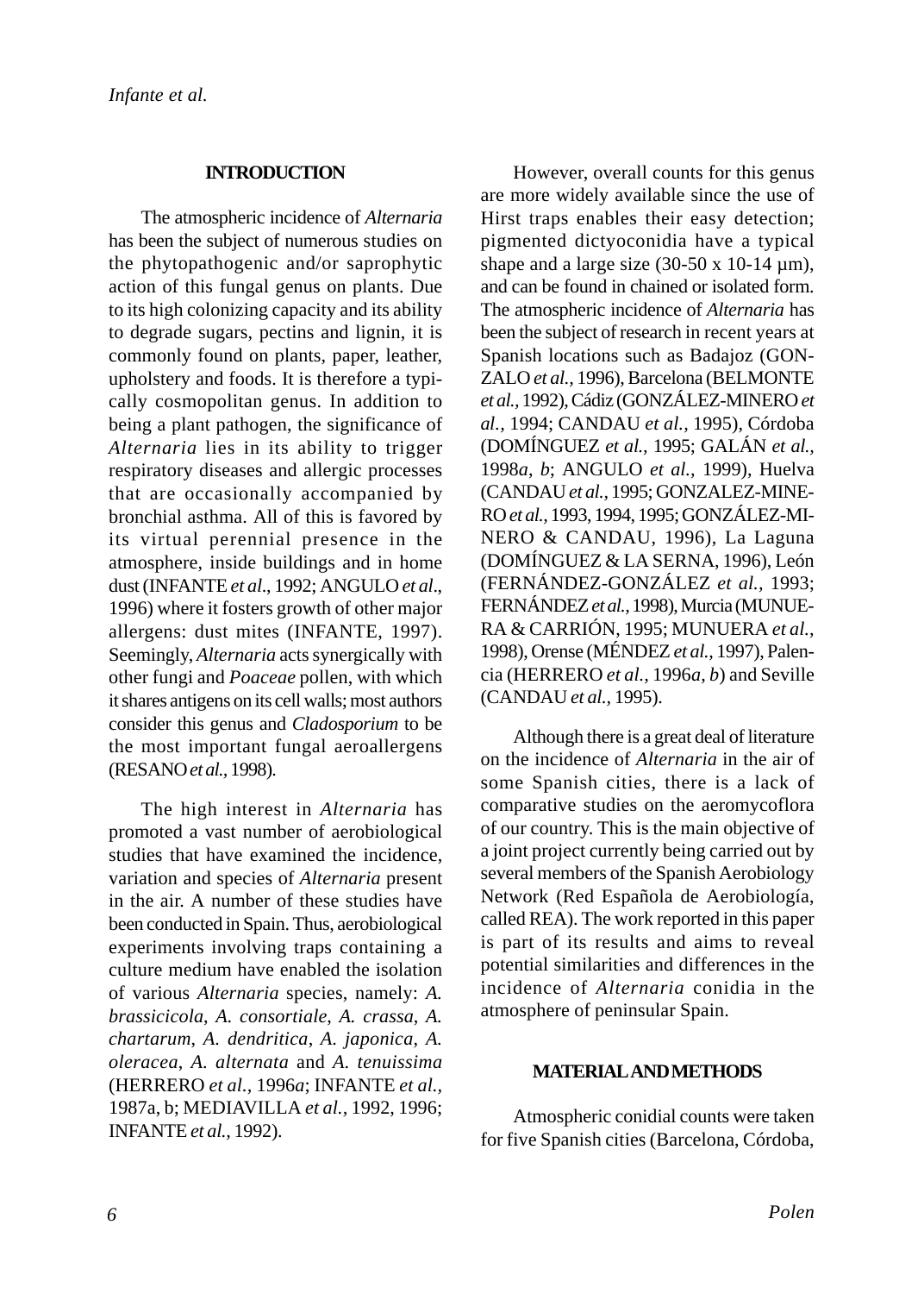## INTRODUCTION

The atmospheric incidence of *Alternaria* has been the subject of numerous studies on the phytopathogenic and/or saprophytic action of this fungal genus on plants. Due to its high colonizing capacity and its ability to degrade sugars, pectins and lignin, it is commonly found on plants, paper, leather, upholstery and foods. It is therefore a typically cosmopolitan genus. In addition to being a plant pathogen, the significance of *Alternaria* lies in its ability to trigger respiratory diseases and allergic processes that are occasionally accompanied by bronchial asthma. All of this is favored by its virtual perennial presence in the atmosphere, inside buildings and in home dust (INFANTE *et al*., 1992; ANGULO *et al*., 1996) where it fosters growth of other major allergens: dust mites (INFANTE, 1997). Seemingly, *Alternaria* acts synergically with other fungi and *Poaceae* pollen, with which it shares antigens on its cell walls; most authors consider this genus and *Cladosporium* to be the most important fungal aeroallergens (RESANO *et al*., 1998).

The high interest in *Alternaria* has promoted a vast number of aerobiological studies that have examined the incidence, variation and species of *Alternaria* present in the air. A number of these studies have been conducted in Spain. Thus, aerobiological experiments involving traps containing a culture medium have enabled the isolation of various *Alternaria* species, namely: *A. brassicicola*, *A. consortiale*, *A. crassa*, *A. chartarum*, *A. dendritica*, *A. japonica*, *A. oleracea*, *A. alternata* and *A. tenuissima* (HERRERO *et al.,* 1996*a*; INFANTE *et al.,* 1987a, b; MEDIAVILLA *et al.,* 1992, 1996; INFANTE *et al.,* 1992).

However, overall counts for this genus are more widely available since the use of Hirst traps enables their easy detection; pigmented dictyoconidia have a typical shape and a large size (30-50 x 10-14 µm), and can be found in chained or isolated form. The atmospheric incidence of *Alternaria* has been the subject of research in recent years at Spanish locations such as Badajoz (GONZALO *et al.,* 1996), Barcelona (BELMONTE *et al.,* 1992), Cádiz (GONZÁLEZ-MINERO *et al.,* 1994; CANDAU *et al.,* 1995), Córdoba (DOMÍNGUEZ *et al.,* 1995; GALÁN *et al.,* 1998*a*, *b*; ANGULO *et al.,* 1999), Huelva (CANDAU *et al.,* 1995; GONZALEZ-MINERO *et al.,* 1993, 1994, 1995; GONZÁLEZ-MINERO & CANDAU, 1996), La Laguna (DOMÍNGUEZ & LA SERNA, 1996), León (FERNÁNDEZ-GONZÁLEZ *et al.,* 1993; FERNÁNDEZ *et al.,* 1998), Murcia (MUNUERA & CARRIÓN, 1995; MUNUERA *et al.,* 1998), Orense (MÉNDEZ *et al.,* 1997), Palencia (HERRERO *et al.,* 1996*a*, *b*) and Seville (CANDAU *et al.*, 1995).

Although there is a great deal of literature on the incidence of *Alternaria* in the air of some Spanish cities, there is a lack of comparative studies on the aeromycoflora of our country. This is the main objective of a joint project currently being carried out by several members of the Spanish Aerobiology Network (Red Española de Aerobiología, called REA). The work reported in this paper is part of its results and aims to reveal potential similarities and differences in the incidence of *Alternaria* conidia in the atmosphere of peninsular Spain.

## MATERIAL AND METHODS

Atmospheric conidial counts were taken for five Spanish cities (Barcelona, Córdoba,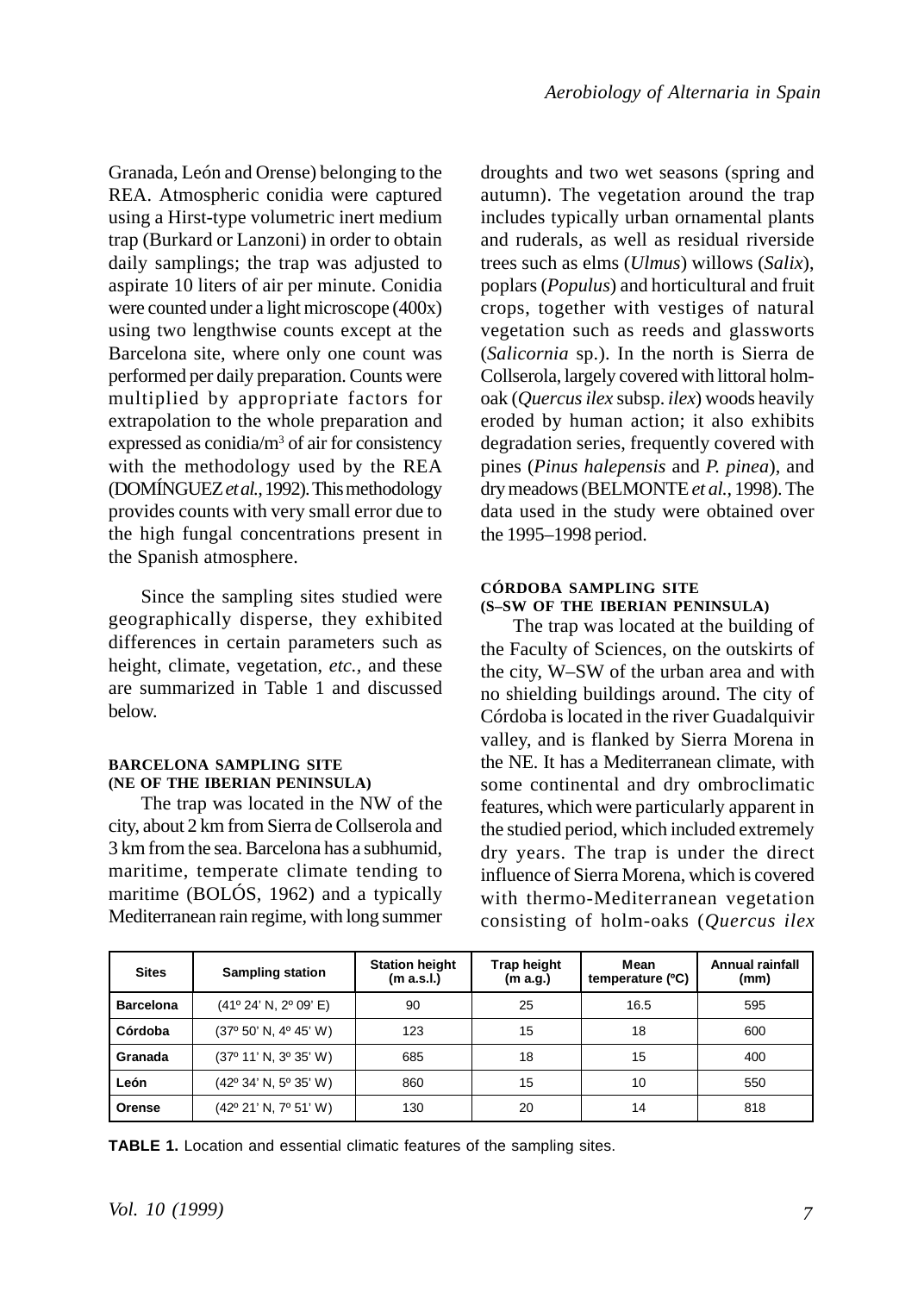Granada, León and Orense) belonging to the REA. Atmospheric conidia were captured using a Hirst-type volumetric inert medium trap (Burkard or Lanzoni) in order to obtain daily samplings; the trap was adjusted to aspirate 10 liters of air per minute. Conidia were counted under a light microscope (400x) using two lengthwise counts except at the Barcelona site, where only one count was performed per daily preparation. Counts were multiplied by appropriate factors for extrapolation to the whole preparation and expressed as conidia/m$^3$ of air for consistency with the methodology used by the REA (DOMÍNGUEZ *et al.*, 1992). This methodology provides counts with very small error due to the high fungal concentrations present in the Spanish atmosphere.

Since the sampling sites studied were geographically disperse, they exhibited differences in certain parameters such as height, climate, vegetation, *etc.*, and these are summarized in Table 1 and discussed below.

### BARCELONA SAMPLING SITE (NE OF THE IBERIAN PENINSULA)

The trap was located in the NW of the city, about 2 km from Sierra de Collserola and 3 km from the sea. Barcelona has a subhumid, maritime, temperate climate tending to maritime (BOLÓS, 1962) and a typically Mediterranean rain regime, with long summer droughts and two wet seasons (spring and autumn). The vegetation around the trap includes typically urban ornamental plants and ruderals, as well as residual riverside trees such as elms (*Ulmus*) willows (*Salix*), poplars (*Populus*) and horticultural and fruit crops, together with vestiges of natural vegetation such as reeds and glassworts (*Salicornia* sp.). In the north is Sierra de Collserola, largely covered with littoral holm-oak (*Quercus ilex* subsp. *ilex*) woods heavily eroded by human action; it also exhibits degradation series, frequently covered with pines (*Pinus halepensis* and *P. pinea*), and dry meadows (BELMONTE *et al.*, 1998). The data used in the study were obtained over the 1995–1998 period.

### CÓRDOBA SAMPLING SITE (S–SW OF THE IBERIAN PENINSULA)

The trap was located at the building of the Faculty of Sciences, on the outskirts of the city, W–SW of the urban area and with no shielding buildings around. The city of Córdoba is located in the river Guadalquivir valley, and is flanked by Sierra Morena in the NE. It has a Mediterranean climate, with some continental and dry ombroclimatic features, which were particularly apparent in the studied period, which included extremely dry years. The trap is under the direct influence of Sierra Morena, which is covered with thermo-Mediterranean vegetation consisting of holm-oaks (*Quercus ilex*

| Sites | Sampling station | Station height (m a.s.l.) | Trap height (m a.g.) | Mean temperature (ºC) | Annual rainfall (mm) |
|---|---|---|---|---|---|
| **Barcelona** | (41º 24' N, 2º 09' E) | 90 | 25 | 16.5 | 595 |
| **Córdoba** | (37º 50' N, 4º 45' W) | 123 | 15 | 18 | 600 |
| **Granada** | (37º 11' N, 3º 35' W) | 685 | 18 | 15 | 400 |
| **León** | (42º 34' N, 5º 35' W) | 860 | 15 | 10 | 550 |
| **Orense** | (42º 21' N, 7º 51' W) | 130 | 20 | 14 | 818 |

**TABLE 1.** Location and essential climatic features of the sampling sites.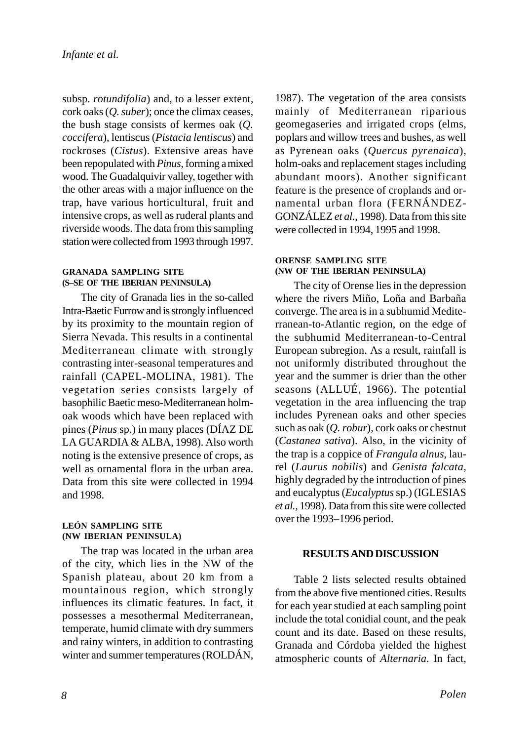subsp. *rotundifolia*) and, to a lesser extent, cork oaks (*Q. suber*); once the climax ceases, the bush stage consists of kermes oak (*Q. coccifera*), lentiscus (*Pistacia lentiscus*) and rockroses (*Cistus*). Extensive areas have been repopulated with *Pinus*, forming a mixed wood. The Guadalquivir valley, together with the other areas with a major influence on the trap, have various horticultural, fruit and intensive crops, as well as ruderal plants and riverside woods. The data from this sampling station were collected from 1993 through 1997.

#### GRANADA SAMPLING SITE (S–SE OF THE IBERIAN PENINSULA)

The city of Granada lies in the so-called Intra-Baetic Furrow and is strongly influenced by its proximity to the mountain region of Sierra Nevada. This results in a continental Mediterranean climate with strongly contrasting inter-seasonal temperatures and rainfall (CAPEL-MOLINA, 1981). The vegetation series consists largely of basophilic Baetic meso-Mediterranean holm-oak woods which have been replaced with pines (*Pinus* sp.) in many places (DÍAZ DE LA GUARDIA & ALBA, 1998). Also worth noting is the extensive presence of crops, as well as ornamental flora in the urban area. Data from this site were collected in 1994 and 1998.

#### LEÓN SAMPLING SITE (NW IBERIAN PENINSULA)

The trap was located in the urban area of the city, which lies in the NW of the Spanish plateau, about 20 km from a mountainous region, which strongly influences its climatic features. In fact, it possesses a mesothermal Mediterranean, temperate, humid climate with dry summers and rainy winters, in addition to contrasting winter and summer temperatures (ROLDÁN, 1987). The vegetation of the area consists mainly of Mediterranean riparious geomegaseries and irrigated crops (elms, poplars and willow trees and bushes, as well as Pyrenean oaks (*Quercus pyrenaica*), holm-oaks and replacement stages including abundant moors). Another significant feature is the presence of croplands and ornamental urban flora (FERNÁNDEZ-GONZÁLEZ *et al.*, 1998). Data from this site were collected in 1994, 1995 and 1998.

#### ORENSE SAMPLING SITE (NW OF THE IBERIAN PENINSULA)

The city of Orense lies in the depression where the rivers Miño, Loña and Barbaña converge. The area is in a subhumid Mediterranean-to-Atlantic region, on the edge of the subhumid Mediterranean-to-Central European subregion. As a result, rainfall is not uniformly distributed throughout the year and the summer is drier than the other seasons (ALLUÉ, 1966). The potential vegetation in the area influencing the trap includes Pyrenean oaks and other species such as oak (*Q. robur*), cork oaks or chestnut (*Castanea sativa*). Also, in the vicinity of the trap is a coppice of *Frangula alnus*, laurel (*Laurus nobilis*) and *Genista falcata*, highly degraded by the introduction of pines and eucalyptus (*Eucalyptus* sp.) (IGLESIAS *et al.*, 1998). Data from this site were collected over the 1993–1996 period.

## RESULTS AND DISCUSSION

Table 2 lists selected results obtained from the above five mentioned cities. Results for each year studied at each sampling point include the total conidial count, and the peak count and its date. Based on these results, Granada and Córdoba yielded the highest atmospheric counts of *Alternaria*. In fact,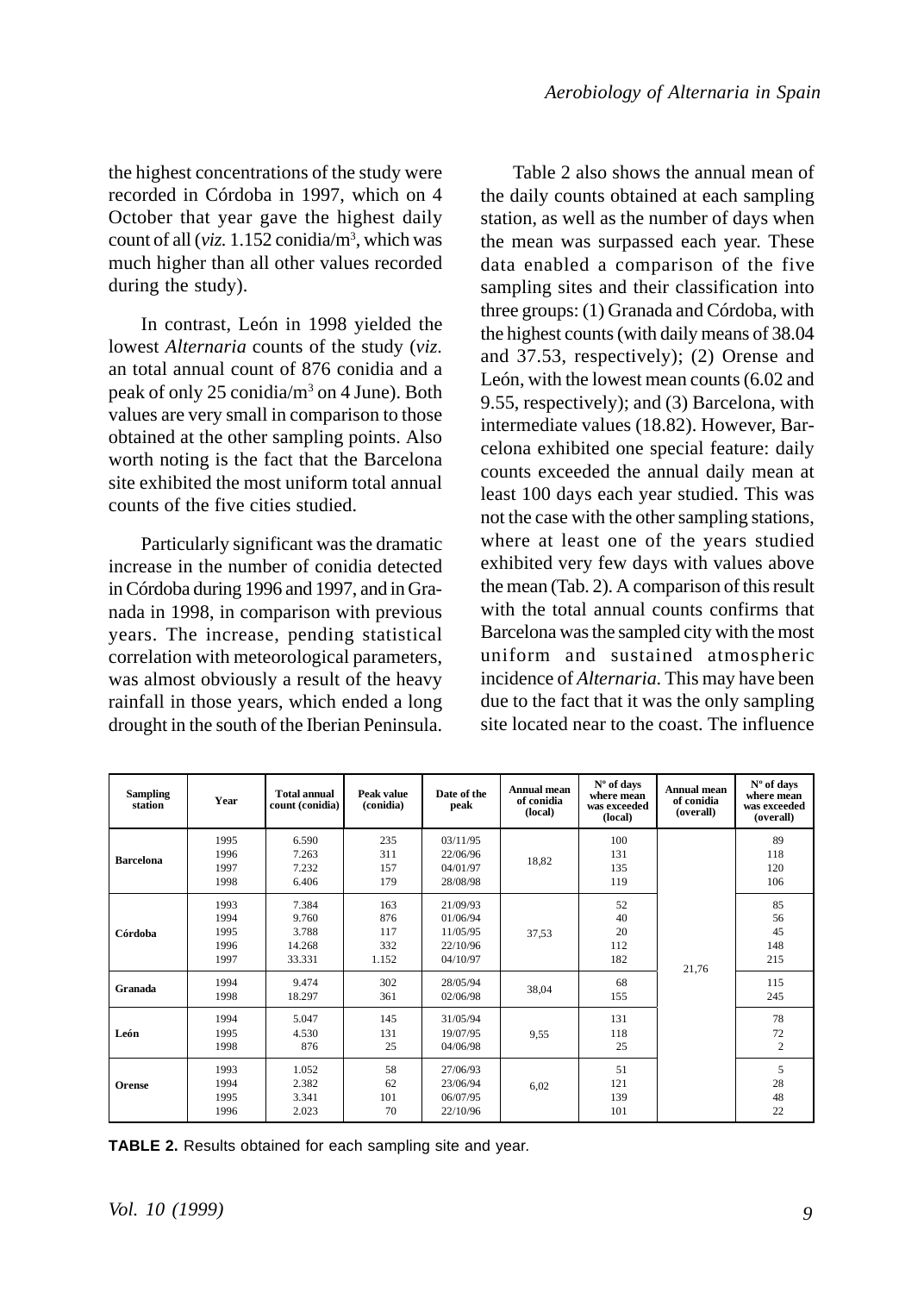the highest concentrations of the study were recorded in Córdoba in 1997, which on 4 October that year gave the highest daily count of all (*viz.* 1.152 conidia/m$^3$, which was much higher than all other values recorded during the study).

In contrast, León in 1998 yielded the lowest *Alternaria* counts of the study (*viz.* an total annual count of 876 conidia and a peak of only 25 conidia/m$^3$ on 4 June). Both values are very small in comparison to those obtained at the other sampling points. Also worth noting is the fact that the Barcelona site exhibited the most uniform total annual counts of the five cities studied.

Particularly significant was the dramatic increase in the number of conidia detected in Córdoba during 1996 and 1997, and in Granada in 1998, in comparison with previous years. The increase, pending statistical correlation with meteorological parameters, was almost obviously a result of the heavy rainfall in those years, which ended a long drought in the south of the Iberian Peninsula.

Table 2 also shows the annual mean of the daily counts obtained at each sampling station, as well as the number of days when the mean was surpassed each year. These data enabled a comparison of the five sampling sites and their classification into three groups: (1) Granada and Córdoba, with the highest counts (with daily means of 38.04 and 37.53, respectively); (2) Orense and León, with the lowest mean counts (6.02 and 9.55, respectively); and (3) Barcelona, with intermediate values (18.82). However, Barcelona exhibited one special feature: daily counts exceeded the annual daily mean at least 100 days each year studied. This was not the case with the other sampling stations, where at least one of the years studied exhibited very few days with values above the mean (Tab. 2). A comparison of this result with the total annual counts confirms that Barcelona was the sampled city with the most uniform and sustained atmospheric incidence of *Alternaria*. This may have been due to the fact that it was the only sampling site located near to the coast. The influence

| Sampling station | Year | Total annual count (conidia) | Peak value (conidia) | Date of the peak | Annual mean of conidia (local) | Nº of days where mean was exceeded (local) | Annual mean of conidia (overall) | Nº of days where mean was exceeded (overall) |
|---|---|---|---|---|---|---|---|---|
| **Barcelona** | 1995 | 6.590 | 235 | 03/11/95 | 18,82 | 100 | 21,76 | 89 |
| | 1996 | 7.263 | 311 | 22/06/96 | | 131 | | 118 |
| | 1997 | 7.232 | 157 | 04/01/97 | | 135 | | 120 |
| | 1998 | 6.406 | 179 | 28/08/98 | | 119 | | 106 |
| **Córdoba** | 1993 | 7.384 | 163 | 21/09/93 | 37,53 | 52 | | 85 |
| | 1994 | 9.760 | 876 | 01/06/94 | | 40 | | 56 |
| | 1995 | 3.788 | 117 | 11/05/95 | | 20 | | 45 |
| | 1996 | 14.268 | 332 | 22/10/96 | | 112 | | 148 |
| | 1997 | 33.331 | 1.152 | 04/10/97 | | 182 | | 215 |
| **Granada** | 1994 | 9.474 | 302 | 28/05/94 | 38,04 | 68 | | 115 |
| | 1998 | 18.297 | 361 | 02/06/98 | | 155 | | 245 |
| **León** | 1994 | 5.047 | 145 | 31/05/94 | 9,55 | 131 | | 78 |
| | 1995 | 4.530 | 131 | 19/07/95 | | 118 | | 72 |
| | 1998 | 876 | 25 | 04/06/98 | | 25 | | 2 |
| **Orense** | 1993 | 1.052 | 58 | 27/06/93 | 6,02 | 51 | | 5 |
| | 1994 | 2.382 | 62 | 23/06/94 | | 121 | | 28 |
| | 1995 | 3.341 | 101 | 06/07/95 | | 139 | | 48 |
| | 1996 | 2.023 | 70 | 22/10/96 | | 101 | | 22 |

**TABLE 2.** Results obtained for each sampling site and year.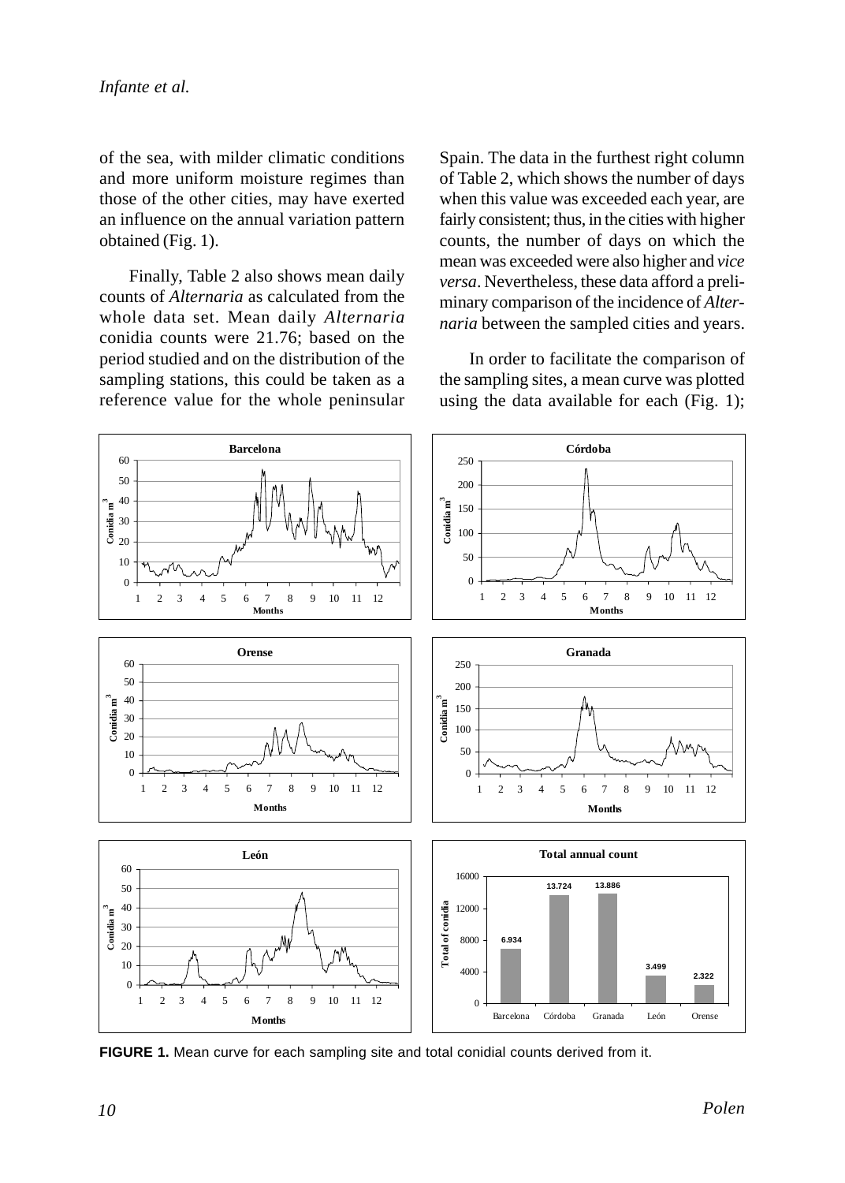of the sea, with milder climatic conditions and more uniform moisture regimes than those of the other cities, may have exerted an influence on the annual variation pattern obtained (Fig. 1).

Finally, Table 2 also shows mean daily counts of *Alternaria* as calculated from the whole data set. Mean daily *Alternaria* conidia counts were 21.76; based on the period studied and on the distribution of the sampling stations, this could be taken as a reference value for the whole peninsular Spain. The data in the furthest right column of Table 2, which shows the number of days when this value was exceeded each year, are fairly consistent; thus, in the cities with higher counts, the number of days on which the mean was exceeded were also higher and *vice versa*. Nevertheless, these data afford a preliminary comparison of the incidence of *Alternaria* between the sampled cities and years.

In order to facilitate the comparison of the sampling sites, a mean curve was plotted using the data available for each (Fig. 1);

**FIGURE 1.** Mean curve for each sampling site and total conidial counts derived from it.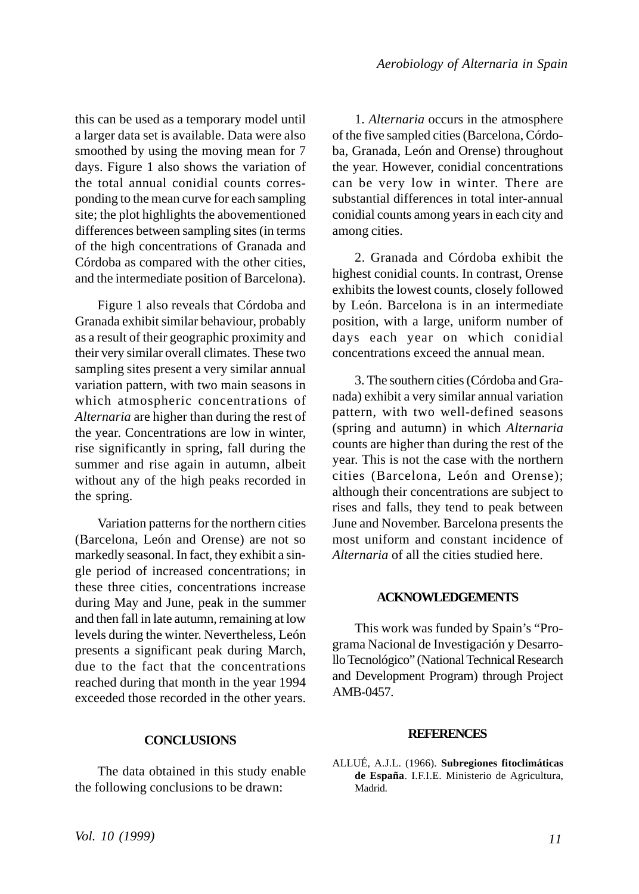this can be used as a temporary model until a larger data set is available. Data were also smoothed by using the moving mean for 7 days. Figure 1 also shows the variation of the total annual conidial counts corresponding to the mean curve for each sampling site; the plot highlights the abovementioned differences between sampling sites (in terms of the high concentrations of Granada and Córdoba as compared with the other cities, and the intermediate position of Barcelona).

Figure 1 also reveals that Córdoba and Granada exhibit similar behaviour, probably as a result of their geographic proximity and their very similar overall climates. These two sampling sites present a very similar annual variation pattern, with two main seasons in which atmospheric concentrations of *Alternaria* are higher than during the rest of the year. Concentrations are low in winter, rise significantly in spring, fall during the summer and rise again in autumn, albeit without any of the high peaks recorded in the spring.

Variation patterns for the northern cities (Barcelona, León and Orense) are not so markedly seasonal. In fact, they exhibit a single period of increased concentrations; in these three cities, concentrations increase during May and June, peak in the summer and then fall in late autumn, remaining at low levels during the winter. Nevertheless, León presents a significant peak during March, due to the fact that the concentrations reached during that month in the year 1994 exceeded those recorded in the other years.

## CONCLUSIONS

The data obtained in this study enable the following conclusions to be drawn:

1. *Alternaria* occurs in the atmosphere of the five sampled cities (Barcelona, Córdoba, Granada, León and Orense) throughout the year. However, conidial concentrations can be very low in winter. There are substantial differences in total inter-annual conidial counts among years in each city and among cities.

2. Granada and Córdoba exhibit the highest conidial counts. In contrast, Orense exhibits the lowest counts, closely followed by León. Barcelona is in an intermediate position, with a large, uniform number of days each year on which conidial concentrations exceed the annual mean.

3. The southern cities (Córdoba and Granada) exhibit a very similar annual variation pattern, with two well-defined seasons (spring and autumn) in which *Alternaria* counts are higher than during the rest of the year. This is not the case with the northern cities (Barcelona, León and Orense); although their concentrations are subject to rises and falls, they tend to peak between June and November. Barcelona presents the most uniform and constant incidence of *Alternaria* of all the cities studied here.

## ACKNOWLEDGEMENTS

This work was funded by Spain's "Programa Nacional de Investigación y Desarrollo Tecnológico" (National Technical Research and Development Program) through Project AMB-0457.

## REFERENCES

ALLUÉ, A.J.L. (1966). **Subregiones fitoclimáticas de España**. I.F.I.E. Ministerio de Agricultura, Madrid.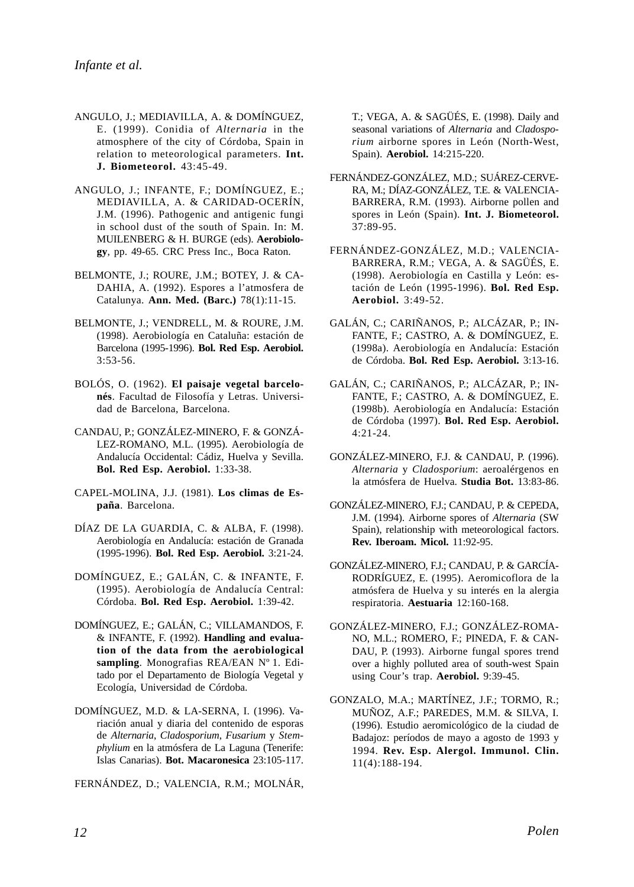ANGULO, J.; MEDIAVILLA, A. & DOMÍNGUEZ, E. (1999). Conidia of *Alternaria* in the atmosphere of the city of Córdoba, Spain in relation to meteorological parameters. **Int. J. Biometeorol.** 43:45-49.

ANGULO, J.; INFANTE, F.; DOMÍNGUEZ, E.; MEDIAVILLA, A. & CARIDAD-OCERÍN, J.M. (1996). Pathogenic and antigenic fungi in school dust of the south of Spain. In: M. MUILENBERG & H. BURGE (eds). **Aerobiology**, pp. 49-65. CRC Press Inc., Boca Raton.

BELMONTE, J.; ROURE, J.M.; BOTEY, J. & CADAHIA, A. (1992). Espores a l'atmosfera de Catalunya. **Ann. Med. (Barc.)** 78(1):11-15.

BELMONTE, J.; VENDRELL, M. & ROURE, J.M. (1998). Aerobiología en Cataluña: estación de Barcelona (1995-1996). **Bol. Red Esp. Aerobiol.** 3:53-56.

BOLÓS, O. (1962). **El paisaje vegetal barcelonés**. Facultad de Filosofía y Letras. Universidad de Barcelona, Barcelona.

CANDAU, P.; GONZÁLEZ-MINERO, F. & GONZÁLEZ-ROMANO, M.L. (1995). Aerobiología de Andalucía Occidental: Cádiz, Huelva y Sevilla. **Bol. Red Esp. Aerobiol.** 1:33-38.

CAPEL-MOLINA, J.J. (1981). **Los climas de España**. Barcelona.

DÍAZ DE LA GUARDIA, C. & ALBA, F. (1998). Aerobiología en Andalucía: estación de Granada (1995-1996). **Bol. Red Esp. Aerobiol.** 3:21-24.

DOMÍNGUEZ, E.; GALÁN, C. & INFANTE, F. (1995). Aerobiología de Andalucía Central: Córdoba. **Bol. Red Esp. Aerobiol.** 1:39-42.

DOMÍNGUEZ, E.; GALÁN, C.; VILLAMANDOS, F. & INFANTE, F. (1992). **Handling and evaluation of the data from the aerobiological sampling**. Monografias REA/EAN Nº 1. Editado por el Departamento de Biología Vegetal y Ecología, Universidad de Córdoba.

DOMÍNGUEZ, M.D. & LA-SERNA, I. (1996). Variación anual y diaria del contenido de esporas de *Alternaria*, *Cladosporium*, *Fusarium* y *Stemphylium* en la atmósfera de La Laguna (Tenerife: Islas Canarias). **Bot. Macaronesica** 23:105-117.

FERNÁNDEZ, D.; VALENCIA, R.M.; MOLNÁR, T.; VEGA, A. & SAGÜÉS, E. (1998). Daily and seasonal variations of *Alternaria* and *Cladosporium* airborne spores in León (North-West, Spain). **Aerobiol.** 14:215-220.

FERNÁNDEZ-GONZÁLEZ, M.D.; SUÁREZ-CERVERA, M.; DÍAZ-GONZÁLEZ, T.E. & VALENCIA-BARRERA, R.M. (1993). Airborne pollen and spores in León (Spain). **Int. J. Biometeorol.** 37:89-95.

FERNÁNDEZ-GONZÁLEZ, M.D.; VALENCIA-BARRERA, R.M.; VEGA, A. & SAGÜÉS, E. (1998). Aerobiología en Castilla y León: estación de León (1995-1996). **Bol. Red Esp. Aerobiol.** 3:49-52.

GALÁN, C.; CARIÑANOS, P.; ALCÁZAR, P.; INFANTE, F.; CASTRO, A. & DOMÍNGUEZ, E. (1998a). Aerobiología en Andalucía: Estación de Córdoba. **Bol. Red Esp. Aerobiol.** 3:13-16.

GALÁN, C.; CARIÑANOS, P.; ALCÁZAR, P.; INFANTE, F.; CASTRO, A. & DOMÍNGUEZ, E. (1998b). Aerobiología en Andalucía: Estación de Córdoba (1997). **Bol. Red Esp. Aerobiol.** 4:21-24.

GONZÁLEZ-MINERO, F.J. & CANDAU, P. (1996). *Alternaria* y *Cladosporium*: aeroalérgenos en la atmósfera de Huelva. **Studia Bot.** 13:83-86.

GONZÁLEZ-MINERO, F.J.; CANDAU, P. & CEPEDA, J.M. (1994). Airborne spores of *Alternaria* (SW Spain), relationship with meteorological factors. **Rev. Iberoam. Micol.** 11:92-95.

GONZÁLEZ-MINERO, F.J.; CANDAU, P. & GARCÍA-RODRÍGUEZ, E. (1995). Aeromicoflora de la atmósfera de Huelva y su interés en la alergia respiratoria. **Aestuaria** 12:160-168.

GONZÁLEZ-MINERO, F.J.; GONZÁLEZ-ROMANO, M.L.; ROMERO, F.; PINEDA, F. & CANDAU, P. (1993). Airborne fungal spores trend over a highly polluted area of south-west Spain using Cour's trap. **Aerobiol.** 9:39-45.

GONZALO, M.A.; MARTÍNEZ, J.F.; TORMO, R.; MUÑOZ, A.F.; PAREDES, M.M. & SILVA, I. (1996). Estudio aeromicológico de la ciudad de Badajoz: períodos de mayo a agosto de 1993 y 1994. **Rev. Esp. Alergol. Immunol. Clin.** 11(4):188-194.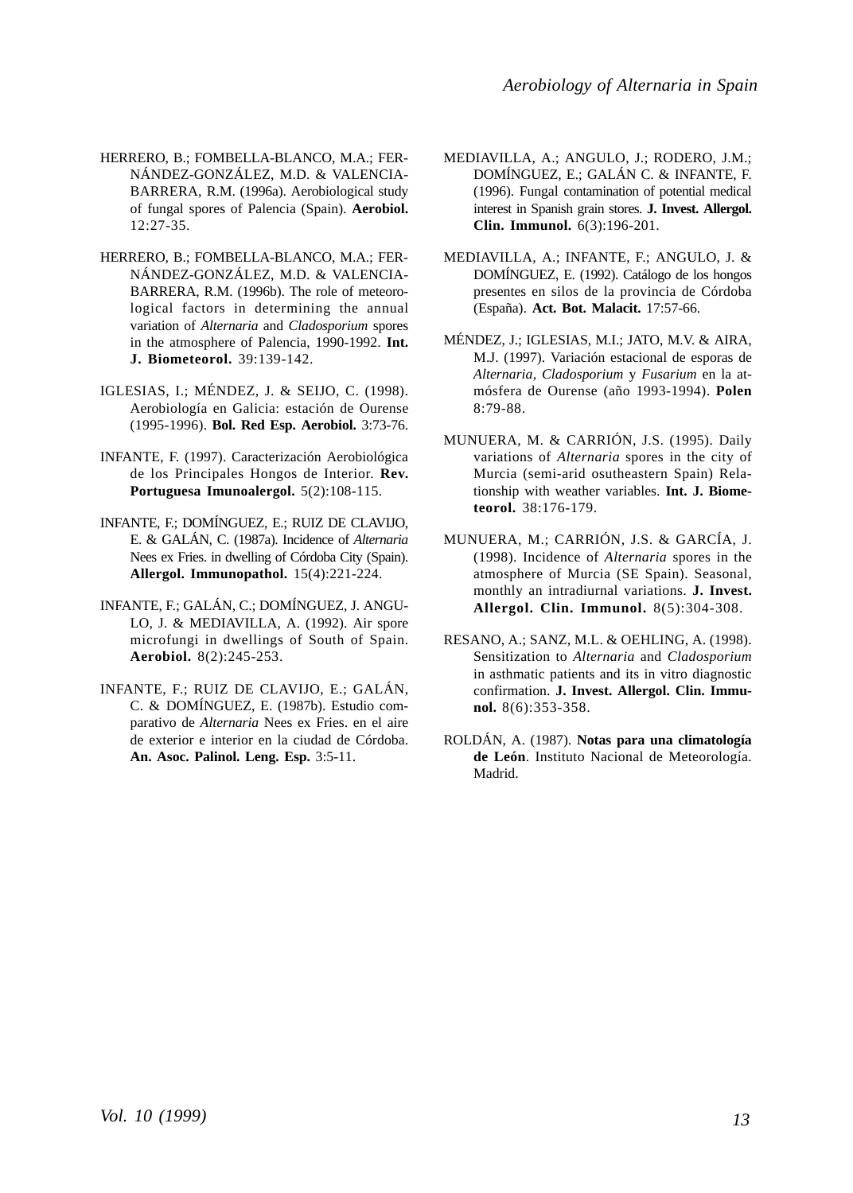HERRERO, B.; FOMBELLA-BLANCO, M.A.; FERNÁNDEZ-GONZÁLEZ, M.D. & VALENCIA-BARRERA, R.M. (1996a). Aerobiological study of fungal spores of Palencia (Spain). **Aerobiol.** 12:27-35.

HERRERO, B.; FOMBELLA-BLANCO, M.A.; FERNÁNDEZ-GONZÁLEZ, M.D. & VALENCIA-BARRERA, R.M. (1996b). The role of meteorological factors in determining the annual variation of *Alternaria* and *Cladosporium* spores in the atmosphere of Palencia, 1990-1992. **Int. J. Biometeorol.** 39:139-142.

IGLESIAS, I.; MÉNDEZ, J. & SEIJO, C. (1998). Aerobiología en Galicia: estación de Ourense (1995-1996). **Bol. Red Esp. Aerobiol.** 3:73-76.

INFANTE, F. (1997). Caracterización Aerobiológica de los Principales Hongos de Interior. **Rev. Portuguesa Imunoalergol.** 5(2):108-115.

INFANTE, F.; DOMÍNGUEZ, E.; RUIZ DE CLAVIJO, E. & GALÁN, C. (1987a). Incidence of *Alternaria* Nees ex Fries. in dwelling of Córdoba City (Spain). **Allergol. Immunopathol.** 15(4):221-224.

INFANTE, F.; GALÁN, C.; DOMÍNGUEZ, J. ANGULO, J. & MEDIAVILLA, A. (1992). Air spore microfungi in dwellings of South of Spain. **Aerobiol.** 8(2):245-253.

INFANTE, F.; RUIZ DE CLAVIJO, E.; GALÁN, C. & DOMÍNGUEZ, E. (1987b). Estudio comparativo de *Alternaria* Nees ex Fries. en el aire de exterior e interior en la ciudad de Córdoba. **An. Asoc. Palinol. Leng. Esp.** 3:5-11.

MEDIAVILLA, A.; ANGULO, J.; RODERO, J.M.; DOMÍNGUEZ, E.; GALÁN C. & INFANTE, F. (1996). Fungal contamination of potential medical interest in Spanish grain stores. **J. Invest. Allergol. Clin. Immunol.** 6(3):196-201.

MEDIAVILLA, A.; INFANTE, F.; ANGULO, J. & DOMÍNGUEZ, E. (1992). Catálogo de los hongos presentes en silos de la provincia de Córdoba (España). **Act. Bot. Malacit.** 17:57-66.

MÉNDEZ, J.; IGLESIAS, M.I.; JATO, M.V. & AIRA, M.J. (1997). Variación estacional de esporas de *Alternaria, Cladosporium* y *Fusarium* en la atmósfera de Ourense (año 1993-1994). **Polen** 8:79-88.

MUNUERA, M. & CARRIÓN, J.S. (1995). Daily variations of *Alternaria* spores in the city of Murcia (semi-arid osutheastern Spain) Relationship with weather variables. **Int. J. Biometeorol.** 38:176-179.

MUNUERA, M.; CARRIÓN, J.S. & GARCÍA, J. (1998). Incidence of *Alternaria* spores in the atmosphere of Murcia (SE Spain). Seasonal, monthly an intradiurnal variations. **J. Invest. Allergol. Clin. Immunol.** 8(5):304-308.

RESANO, A.; SANZ, M.L. & OEHLING, A. (1998). Sensitization to *Alternaria* and *Cladosporium* in asthmatic patients and its in vitro diagnostic confirmation. **J. Invest. Allergol. Clin. Immunol.** 8(6):353-358.

ROLDÁN, A. (1987). **Notas para una climatología de León**. Instituto Nacional de Meteorología. Madrid.